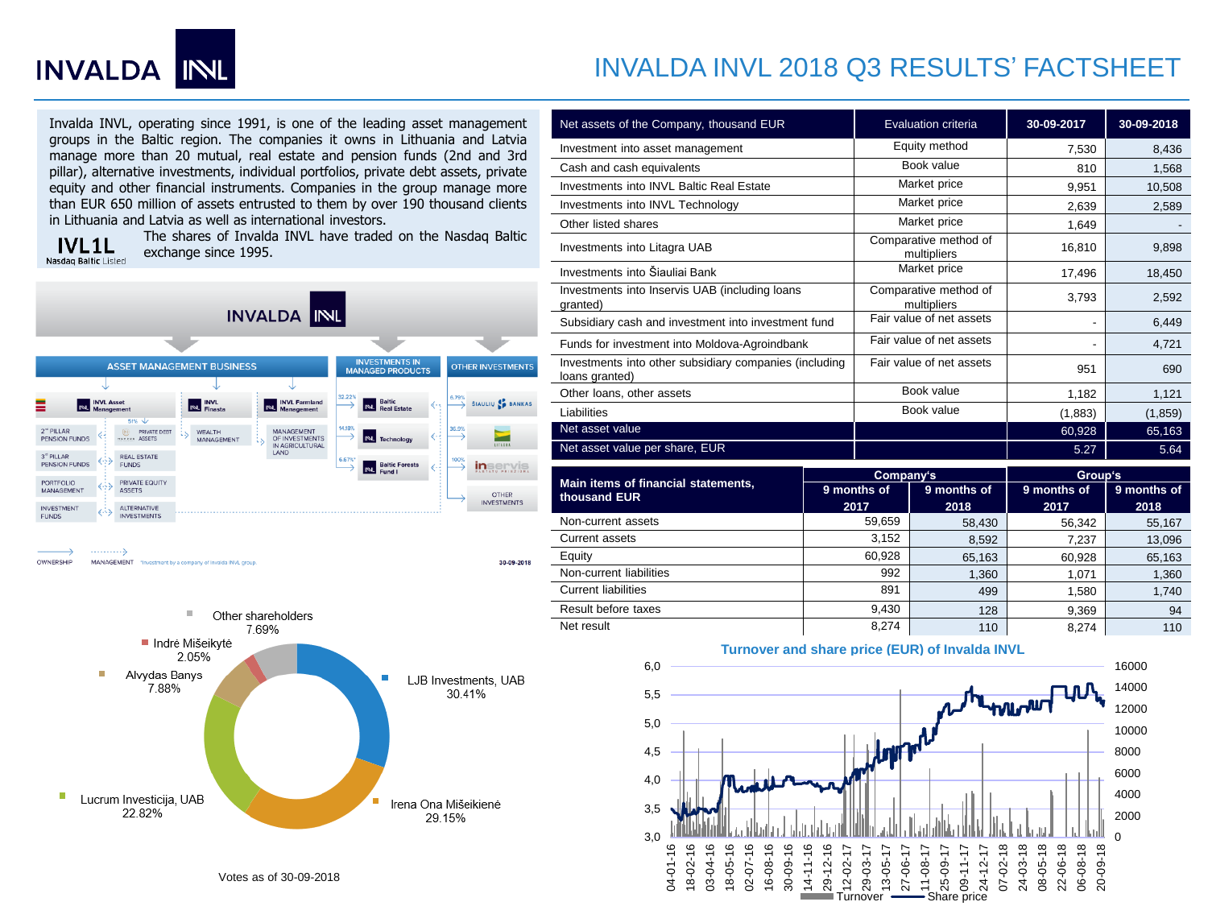# INVALDA INVL 2018 Q3 RESULTS' FACTSHEET

Invalda INVL, operating since 1991, is one of the leading asset management groups in the Baltic region. The companies it owns in Lithuania and Latvia manage more than 20 mutual, real estate and pension funds (2nd and 3rd pillar), alternative investments, individual portfolios, private debt assets, private equity and other financial instruments. Companies in the group manage more than EUR 650 million of assets entrusted to them by over 190 thousand clients in Lithuania and Latvia as well as international investors.

IVL1L — Nasdaq Baltic Listed

The shares of Invalda INVL have traded on the Nasdaq Baltic exchange since 1995.

**INVALDA INVL**

- ASSET MANAGEMENT BUSINESS
  - INVL Asset Management: 2nd PILLAR PENSION FUNDS; 3rd PILLAR PENSION FUNDS; PORTFOLIO MANAGEMENT; INVESTMENT FUNDS; PRIVATE DEBT ASSETS (51%); REAL ESTATE FUNDS; PRIVATE EQUITY ASSETS; ALTERNATIVE INVESTMENTS
  - INVL Finasta: WEALTH MANAGEMENT
  - INVL Farmland Management: MANAGEMENT OF INVESTMENTS IN AGRICULTURAL LAND
- INVESTMENTS IN MANAGED PRODUCTS
  - Baltic Real Estate (32.22%)
  - Technology (14.19%)
  - Baltic Forests Fund I (6.67%*)
- OTHER INVESTMENTS
  - Šiaulių bankas (6.79%)
  - Litagra (36.9%)
  - Inservis (100%)
  - OTHER INVESTMENTS

OWNERSHIP — MANAGEMENT — *Investment by a company of Invalda INVL group.

30-09-2018

**Shareholders:**

- LJB Investments, UAB 30.41%
- Irena Ona Mišeikienė 29.15%
- Lucrum Investicija, UAB 22.82%
- Alvydas Banys 7.88%
- Indrė Mišeikytė 2.05%
- Other shareholders 7.69%

Votes as of 30-09-2018

| Net assets of the Company, thousand EUR | Evaluation criteria | 30-09-2017 | 30-09-2018 |
|---|---|---|---|
| Investment into asset management | Equity method | 7,530 | 8,436 |
| Cash and cash equivalents | Book value | 810 | 1,568 |
| Investments into INVL Baltic Real Estate | Market price | 9,951 | 10,508 |
| Investments into INVL Technology | Market price | 2,639 | 2,589 |
| Other listed shares | Market price | 1,649 | - |
| Investments into Litagra UAB | Comparative method of multipliers | 16,810 | 9,898 |
| Investments into Šiauliai Bank | Market price | 17,496 | 18,450 |
| Investments into Inservis UAB (including loans granted) | Comparative method of multipliers | 3,793 | 2,592 |
| Subsidiary cash and investment into investment fund | Fair value of net assets | - | 6,449 |
| Funds for investment into Moldova-Agroindbank | Fair value of net assets | - | 4,721 |
| Investments into other subsidiary companies (including loans granted) | Fair value of net assets | 951 | 690 |
| Other loans, other assets | Book value | 1,182 | 1,121 |
| Liabilities | Book value | (1,883) | (1,859) |
| **Net asset value** | | **60,928** | **65,163** |
| **Net asset value per share, EUR** | | **5.27** | **5.64** |

| Main items of financial statements, thousand EUR | Company's | | Group's | |
|---|---|---|---|---|
| | 9 months of 2017 | 9 months of 2018 | 9 months of 2017 | 9 months of 2018 |
| Non-current assets | 59,659 | 58,430 | 56,342 | 55,167 |
| Current assets | 3,152 | 8,592 | 7,237 | 13,096 |
| Equity | 60,928 | 65,163 | 60,928 | 65,163 |
| Non-current liabilities | 992 | 1,360 | 1,071 | 1,360 |
| Current liabilities | 891 | 499 | 1,580 | 1,740 |
| Result before taxes | 9,430 | 128 | 9,369 | 94 |
| Net result | 8,274 | 110 | 8,274 | 110 |

**Turnover and share price (EUR) of Invalda INVL**

Legend: Turnover, Share price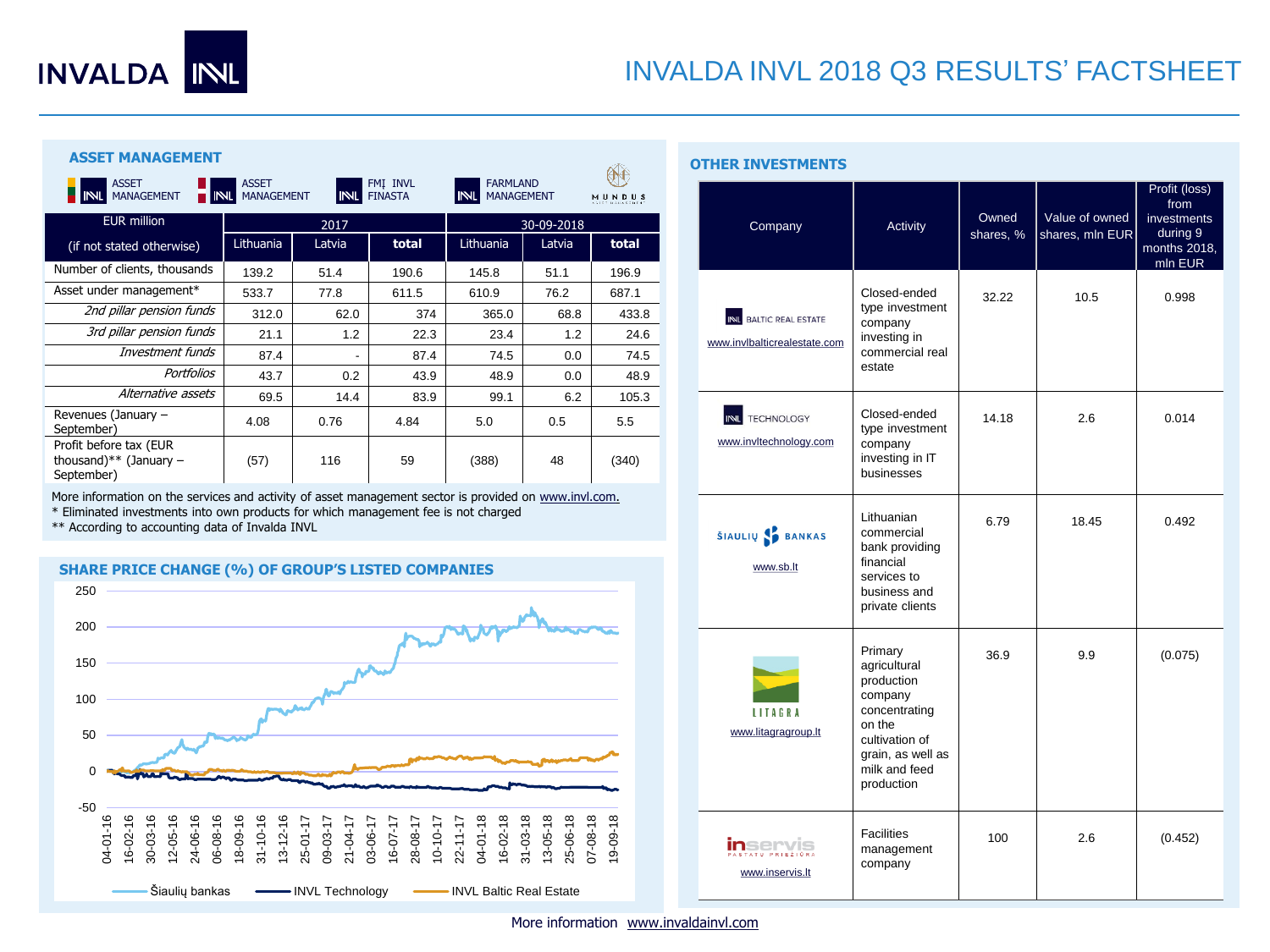# INVALDA INVL 2018 Q3 RESULTS' FACTSHEET

## ASSET MANAGEMENT

INVL ASSET MANAGEMENT | INVL ASSET MANAGEMENT | FMĮ INVL FINASTA | INVL FARMLAND MANAGEMENT | MUNDUS ASSET MANAGEMENT

| EUR million (if not stated otherwise) | 2017 | | | 30-09-2018 | | |
|---|---|---|---|---|---|---|
| | Lithuania | Latvia | total | Lithuania | Latvia | total |
| Number of clients, thousands | 139.2 | 51.4 | 190.6 | 145.8 | 51.1 | 196.9 |
| Asset under management* | 533.7 | 77.8 | 611.5 | 610.9 | 76.2 | 687.1 |
| *2nd pillar pension funds* | 312.0 | 62.0 | 374 | 365.0 | 68.8 | 433.8 |
| *3rd pillar pension funds* | 21.1 | 1.2 | 22.3 | 23.4 | 1.2 | 24.6 |
| *Investment funds* | 87.4 | - | 87.4 | 74.5 | 0.0 | 74.5 |
| *Portfolios* | 43.7 | 0.2 | 43.9 | 48.9 | 0.0 | 48.9 |
| *Alternative assets* | 69.5 | 14.4 | 83.9 | 99.1 | 6.2 | 105.3 |
| Revenues (January – September) | 4.08 | 0.76 | 4.84 | 5.0 | 0.5 | 5.5 |
| Profit before tax (EUR thousand)** (January – September) | (57) | 116 | 59 | (388) | 48 | (340) |

More information on the services and activity of asset management sector is provided on www.invl.com.

* Eliminated investments into own products for which management fee is not charged

** According to accounting data of Invalda INVL

## SHARE PRICE CHANGE (%) OF GROUP'S LISTED COMPANIES

250
200
150
100
50
0
-50

04-01-16, 16-02-16, 30-03-16, 12-05-16, 24-06-16, 06-08-16, 18-09-16, 31-10-16, 13-12-16, 25-01-17, 09-03-17, 21-04-17, 03-06-17, 16-07-17, 28-08-17, 10-10-17, 22-11-17, 04-01-18, 16-02-18, 31-03-18, 13-05-18, 25-06-18, 07-08-18, 19-09-18

Šiaulių bankas — INVL Technology — INVL Baltic Real Estate

## OTHER INVESTMENTS

| Company | Activity | Owned shares, % | Value of owned shares, mln EUR | Profit (loss) from investments during 9 months 2018, mln EUR |
|---|---|---|---|---|
| INVL BALTIC REAL ESTATE www.invlbalticrealestate.com | Closed-ended type investment company investing in commercial real estate | 32.22 | 10.5 | 0.998 |
| INVL TECHNOLOGY www.invltechnology.com | Closed-ended type investment company investing in IT businesses | 14.18 | 2.6 | 0.014 |
| ŠIAULIŲ BANKAS www.sb.lt | Lithuanian commercial bank providing financial services to business and private clients | 6.79 | 18.45 | 0.492 |
| LITAGRA www.litagragroup.lt | Primary agricultural production company concentrating on the cultivation of grain, as well as milk and feed production | 36.9 | 9.9 | (0.075) |
| inservis PASTATŲ PRIEŽIŪRA www.inservis.lt | Facilities management company | 100 | 2.6 | (0.452) |

More information www.invaldainvl.com